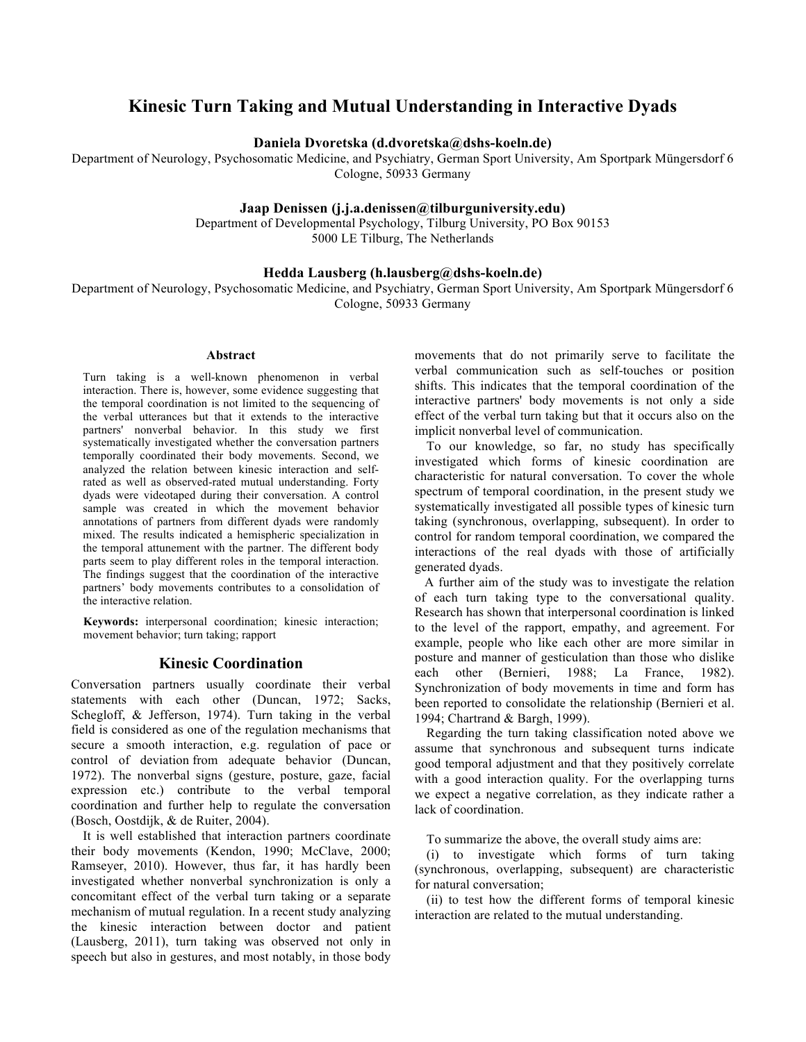# Kinesic Turn Taking and Mutual Understanding in Interactive Dyads

**Daniela Dvoretska (d.dvoretska@dshs-koeln.de)**
Department of Neurology, Psychosomatic Medicine, and Psychiatry, German Sport University, Am Sportpark Müngersdorf 6
Cologne, 50933 Germany

**Jaap Denissen (j.j.a.denissen@tilburguniversity.edu)**
Department of Developmental Psychology, Tilburg University, PO Box 90153
5000 LE Tilburg, The Netherlands

**Hedda Lausberg (h.lausberg@dshs-koeln.de)**
Department of Neurology, Psychosomatic Medicine, and Psychiatry, German Sport University, Am Sportpark Müngersdorf 6
Cologne, 50933 Germany

### Abstract

Turn taking is a well-known phenomenon in verbal interaction. There is, however, some evidence suggesting that the temporal coordination is not limited to the sequencing of the verbal utterances but that it extends to the interactive partners' nonverbal behavior. In this study we first systematically investigated whether the conversation partners temporally coordinated their body movements. Second, we analyzed the relation between kinesic interaction and self-rated as well as observed-rated mutual understanding. Forty dyads were videotaped during their conversation. A control sample was created in which the movement behavior annotations of partners from different dyads were randomly mixed. The results indicated a hemispheric specialization in the temporal attunement with the partner. The different body parts seem to play different roles in the temporal interaction. The findings suggest that the coordination of the interactive partners' body movements contributes to a consolidation of the interactive relation.

**Keywords:** interpersonal coordination; kinesic interaction; movement behavior; turn taking; rapport

## Kinesic Coordination

Conversation partners usually coordinate their verbal statements with each other (Duncan, 1972; Sacks, Schegloff, & Jefferson, 1974). Turn taking in the verbal field is considered as one of the regulation mechanisms that secure a smooth interaction, e.g. regulation of pace or control of deviation from adequate behavior (Duncan, 1972). The nonverbal signs (gesture, posture, gaze, facial expression etc.) contribute to the verbal temporal coordination and further help to regulate the conversation (Bosch, Oostdijk, & de Ruiter, 2004).

It is well established that interaction partners coordinate their body movements (Kendon, 1990; McClave, 2000; Ramseyer, 2010). However, thus far, it has hardly been investigated whether nonverbal synchronization is only a concomitant effect of the verbal turn taking or a separate mechanism of mutual regulation. In a recent study analyzing the kinesic interaction between doctor and patient (Lausberg, 2011), turn taking was observed not only in speech but also in gestures, and most notably, in those body movements that do not primarily serve to facilitate the verbal communication such as self-touches or position shifts. This indicates that the temporal coordination of the interactive partners' body movements is not only a side effect of the verbal turn taking but that it occurs also on the implicit nonverbal level of communication.

To our knowledge, so far, no study has specifically investigated which forms of kinesic coordination are characteristic for natural conversation. To cover the whole spectrum of temporal coordination, in the present study we systematically investigated all possible types of kinesic turn taking (synchronous, overlapping, subsequent). In order to control for random temporal coordination, we compared the interactions of the real dyads with those of artificially generated dyads.

A further aim of the study was to investigate the relation of each turn taking type to the conversational quality. Research has shown that interpersonal coordination is linked to the level of the rapport, empathy, and agreement. For example, people who like each other are more similar in posture and manner of gesticulation than those who dislike each other (Bernieri, 1988; La France, 1982). Synchronization of body movements in time and form has been reported to consolidate the relationship (Bernieri et al. 1994; Chartrand & Bargh, 1999).

Regarding the turn taking classification noted above we assume that synchronous and subsequent turns indicate good temporal adjustment and that they positively correlate with a good interaction quality. For the overlapping turns we expect a negative correlation, as they indicate rather a lack of coordination.

To summarize the above, the overall study aims are:

(i) to investigate which forms of turn taking (synchronous, overlapping, subsequent) are characteristic for natural conversation;

(ii) to test how the different forms of temporal kinesic interaction are related to the mutual understanding.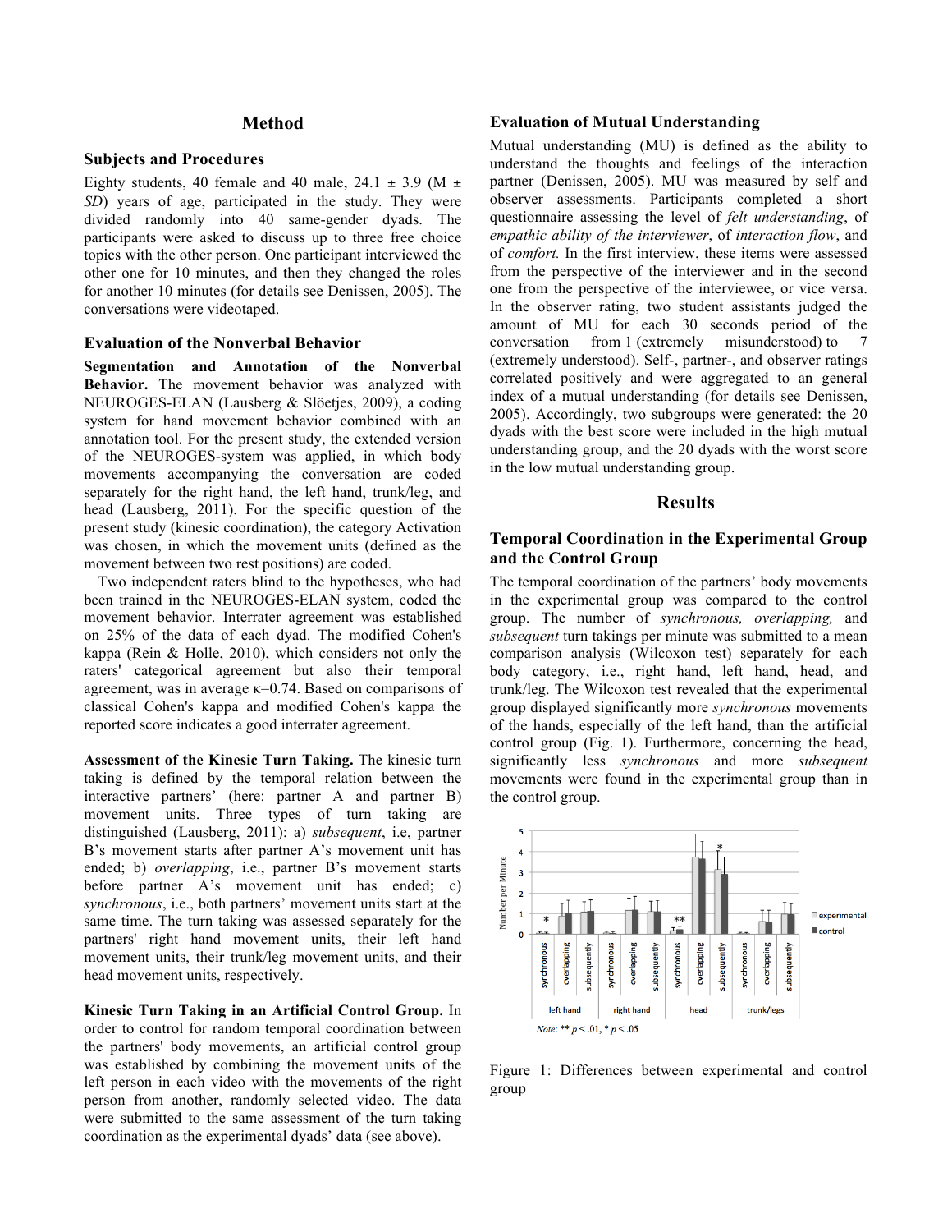## Method

### Subjects and Procedures

Eighty students, 40 female and 40 male, 24.1 ± 3.9 (M ± *SD*) years of age, participated in the study. They were divided randomly into 40 same-gender dyads. The participants were asked to discuss up to three free choice topics with the other person. One participant interviewed the other one for 10 minutes, and then they changed the roles for another 10 minutes (for details see Denissen, 2005). The conversations were videotaped.

### Evaluation of the Nonverbal Behavior

**Segmentation and Annotation of the Nonverbal Behavior.** The movement behavior was analyzed with NEUROGES-ELAN (Lausberg & Slöetjes, 2009), a coding system for hand movement behavior combined with an annotation tool. For the present study, the extended version of the NEUROGES-system was applied, in which body movements accompanying the conversation are coded separately for the right hand, the left hand, trunk/leg, and head (Lausberg, 2011). For the specific question of the present study (kinesic coordination), the category Activation was chosen, in which the movement units (defined as the movement between two rest positions) are coded.

Two independent raters blind to the hypotheses, who had been trained in the NEUROGES-ELAN system, coded the movement behavior. Interrater agreement was established on 25% of the data of each dyad. The modified Cohen's kappa (Rein & Holle, 2010), which considers not only the raters' categorical agreement but also their temporal agreement, was in average κ=0.74. Based on comparisons of classical Cohen's kappa and modified Cohen's kappa the reported score indicates a good interrater agreement.

**Assessment of the Kinesic Turn Taking.** The kinesic turn taking is defined by the temporal relation between the interactive partners' (here: partner A and partner B) movement units. Three types of turn taking are distinguished (Lausberg, 2011): a) *subsequent*, i.e, partner B's movement starts after partner A's movement unit has ended; b) *overlapping*, i.e., partner B's movement starts before partner A's movement unit has ended; c) *synchronous*, i.e., both partners' movement units start at the same time. The turn taking was assessed separately for the partners' right hand movement units, their left hand movement units, their trunk/leg movement units, and their head movement units, respectively.

**Kinesic Turn Taking in an Artificial Control Group.** In order to control for random temporal coordination between the partners' body movements, an artificial control group was established by combining the movement units of the left person in each video with the movements of the right person from another, randomly selected video. The data were submitted to the same assessment of the turn taking coordination as the experimental dyads' data (see above).

### Evaluation of Mutual Understanding

Mutual understanding (MU) is defined as the ability to understand the thoughts and feelings of the interaction partner (Denissen, 2005). MU was measured by self and observer assessments. Participants completed a short questionnaire assessing the level of *felt understanding*, of *empathic ability of the interviewer*, of *interaction flow*, and of *comfort.* In the first interview, these items were assessed from the perspective of the interviewer and in the second one from the perspective of the interviewee, or vice versa. In the observer rating, two student assistants judged the amount of MU for each 30 seconds period of the conversation from 1 (extremely misunderstood) to 7 (extremely understood). Self-, partner-, and observer ratings correlated positively and were aggregated to an general index of a mutual understanding (for details see Denissen, 2005). Accordingly, two subgroups were generated: the 20 dyads with the best score were included in the high mutual understanding group, and the 20 dyads with the worst score in the low mutual understanding group.

## Results

### Temporal Coordination in the Experimental Group and the Control Group

The temporal coordination of the partners' body movements in the experimental group was compared to the control group. The number of *synchronous, overlapping,* and *subsequent* turn takings per minute was submitted to a mean comparison analysis (Wilcoxon test) separately for each body category, i.e., right hand, left hand, head, and trunk/leg. The Wilcoxon test revealed that the experimental group displayed significantly more *synchronous* movements of the hands, especially of the left hand, than the artificial control group (Fig. 1). Furthermore, concerning the head, significantly less *synchronous* and more *subsequent* movements were found in the experimental group than in the control group.

*Note*: ** $p < .01$, * $p < .05$

Figure 1: Differences between experimental and control group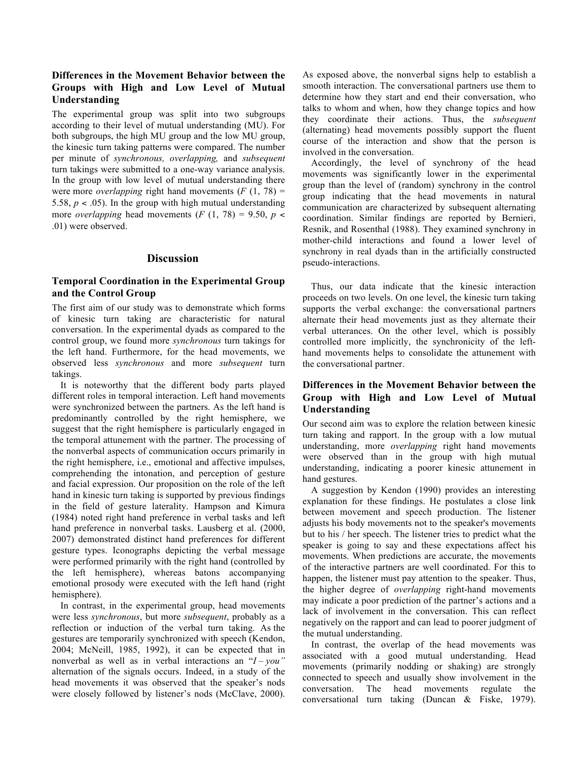### Differences in the Movement Behavior between the Groups with High and Low Level of Mutual Understanding

The experimental group was split into two subgroups according to their level of mutual understanding (MU). For both subgroups, the high MU group and the low MU group, the kinesic turn taking patterns were compared. The number per minute of *synchronous, overlapping,* and *subsequent* turn takings were submitted to a one-way variance analysis. In the group with low level of mutual understanding there were more *overlapping* right hand movements ($F$ (1, 78) = 5.58, $p < .05$). In the group with high mutual understanding more *overlapping* head movements ($F$ (1, 78) = 9.50, $p < .01$) were observed.

## Discussion

### Temporal Coordination in the Experimental Group and the Control Group

The first aim of our study was to demonstrate which forms of kinesic turn taking are characteristic for natural conversation. In the experimental dyads as compared to the control group, we found more *synchronous* turn takings for the left hand. Furthermore, for the head movements, we observed less *synchronous* and more *subsequent* turn takings.

It is noteworthy that the different body parts played different roles in temporal interaction. Left hand movements were synchronized between the partners. As the left hand is predominantly controlled by the right hemisphere, we suggest that the right hemisphere is particularly engaged in the temporal attunement with the partner. The processing of the nonverbal aspects of communication occurs primarily in the right hemisphere, i.e., emotional and affective impulses, comprehending the intonation, and perception of gesture and facial expression. Our proposition on the role of the left hand in kinesic turn taking is supported by previous findings in the field of gesture laterality. Hampson and Kimura (1984) noted right hand preference in verbal tasks and left hand preference in nonverbal tasks. Lausberg et al. (2000, 2007) demonstrated distinct hand preferences for different gesture types. Iconographs depicting the verbal message were performed primarily with the right hand (controlled by the left hemisphere), whereas batons accompanying emotional prosody were executed with the left hand (right hemisphere).

In contrast, in the experimental group, head movements were less *synchronous*, but more *subsequent*, probably as a reflection or induction of the verbal turn taking. As the gestures are temporarily synchronized with speech (Kendon, 2004; McNeill, 1985, 1992), it can be expected that in nonverbal as well as in verbal interactions an "*I – you"* alternation of the signals occurs. Indeed, in a study of the head movements it was observed that the speaker's nods were closely followed by listener's nods (McClave, 2000). As exposed above, the nonverbal signs help to establish a smooth interaction. The conversational partners use them to determine how they start and end their conversation, who talks to whom and when, how they change topics and how they coordinate their actions. Thus, the *subsequent* (alternating) head movements possibly support the fluent course of the interaction and show that the person is involved in the conversation.

Accordingly, the level of synchrony of the head movements was significantly lower in the experimental group than the level of (random) synchrony in the control group indicating that the head movements in natural communication are characterized by subsequent alternating coordination. Similar findings are reported by Bernieri, Resnik, and Rosenthal (1988). They examined synchrony in mother-child interactions and found a lower level of synchrony in real dyads than in the artificially constructed pseudo-interactions.

Thus, our data indicate that the kinesic interaction proceeds on two levels. On one level, the kinesic turn taking supports the verbal exchange: the conversational partners alternate their head movements just as they alternate their verbal utterances. On the other level, which is possibly controlled more implicitly, the synchronicity of the left-hand movements helps to consolidate the attunement with the conversational partner.

### Differences in the Movement Behavior between the Group with High and Low Level of Mutual Understanding

Our second aim was to explore the relation between kinesic turn taking and rapport. In the group with a low mutual understanding, more *overlapping* right hand movements were observed than in the group with high mutual understanding, indicating a poorer kinesic attunement in hand gestures.

A suggestion by Kendon (1990) provides an interesting explanation for these findings. He postulates a close link between movement and speech production. The listener adjusts his body movements not to the speaker's movements but to his / her speech. The listener tries to predict what the speaker is going to say and these expectations affect his movements. When predictions are accurate, the movements of the interactive partners are well coordinated. For this to happen, the listener must pay attention to the speaker. Thus, the higher degree of *overlapping* right-hand movements may indicate a poor prediction of the partner's actions and a lack of involvement in the conversation. This can reflect negatively on the rapport and can lead to poorer judgment of the mutual understanding.

In contrast, the overlap of the head movements was associated with a good mutual understanding. Head movements (primarily nodding or shaking) are strongly connected to speech and usually show involvement in the conversation. The head movements regulate the conversational turn taking (Duncan & Fiske, 1979).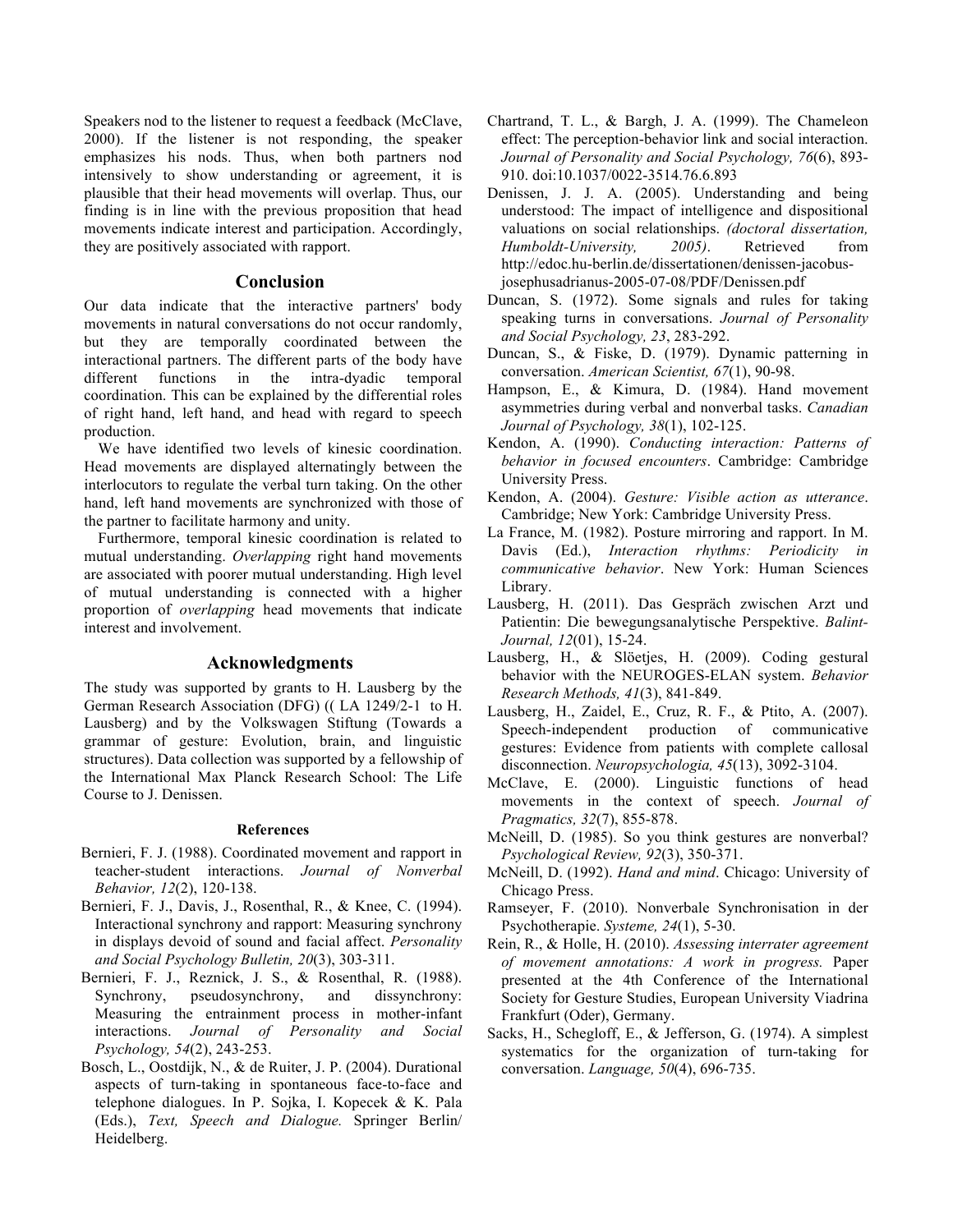Speakers nod to the listener to request a feedback (McClave, 2000). If the listener is not responding, the speaker emphasizes his nods. Thus, when both partners nod intensively to show understanding or agreement, it is plausible that their head movements will overlap. Thus, our finding is in line with the previous proposition that head movements indicate interest and participation. Accordingly, they are positively associated with rapport.

## Conclusion

Our data indicate that the interactive partners' body movements in natural conversations do not occur randomly, but they are temporally coordinated between the interactional partners. The different parts of the body have different functions in the intra-dyadic temporal coordination. This can be explained by the differential roles of right hand, left hand, and head with regard to speech production.

We have identified two levels of kinesic coordination. Head movements are displayed alternatingly between the interlocutors to regulate the verbal turn taking. On the other hand, left hand movements are synchronized with those of the partner to facilitate harmony and unity.

Furthermore, temporal kinesic coordination is related to mutual understanding. *Overlapping* right hand movements are associated with poorer mutual understanding. High level of mutual understanding is connected with a higher proportion of *overlapping* head movements that indicate interest and involvement.

## Acknowledgments

The study was supported by grants to H. Lausberg by the German Research Association (DFG) (( LA 1249/2-1 to H. Lausberg) and by the Volkswagen Stiftung (Towards a grammar of gesture: Evolution, brain, and linguistic structures). Data collection was supported by a fellowship of the International Max Planck Research School: The Life Course to J. Denissen.

### References

Bernieri, F. J. (1988). Coordinated movement and rapport in teacher-student interactions. *Journal of Nonverbal Behavior, 12*(2), 120-138.

Bernieri, F. J., Davis, J., Rosenthal, R., & Knee, C. (1994). Interactional synchrony and rapport: Measuring synchrony in displays devoid of sound and facial affect. *Personality and Social Psychology Bulletin, 20*(3), 303-311.

Bernieri, F. J., Reznick, J. S., & Rosenthal, R. (1988). Synchrony, pseudosynchrony, and dissynchrony: Measuring the entrainment process in mother-infant interactions. *Journal of Personality and Social Psychology, 54*(2), 243-253.

Bosch, L., Oostdijk, N., & de Ruiter, J. P. (2004). Durational aspects of turn-taking in spontaneous face-to-face and telephone dialogues. In P. Sojka, I. Kopecek & K. Pala (Eds.), *Text, Speech and Dialogue.* Springer Berlin/ Heidelberg.

Chartrand, T. L., & Bargh, J. A. (1999). The Chameleon effect: The perception-behavior link and social interaction. *Journal of Personality and Social Psychology, 76*(6), 893-910. doi:10.1037/0022-3514.76.6.893

Denissen, J. J. A. (2005). Understanding and being understood: The impact of intelligence and dispositional valuations on social relationships. *(doctoral dissertation, Humboldt-University, 2005)*. Retrieved from http://edoc.hu-berlin.de/dissertationen/denissen-jacobus-josephusadrianus-2005-07-08/PDF/Denissen.pdf

Duncan, S. (1972). Some signals and rules for taking speaking turns in conversations. *Journal of Personality and Social Psychology, 23*, 283-292.

Duncan, S., & Fiske, D. (1979). Dynamic patterning in conversation. *American Scientist, 67*(1), 90-98.

Hampson, E., & Kimura, D. (1984). Hand movement asymmetries during verbal and nonverbal tasks. *Canadian Journal of Psychology, 38*(1), 102-125.

Kendon, A. (1990). *Conducting interaction: Patterns of behavior in focused encounters*. Cambridge: Cambridge University Press.

Kendon, A. (2004). *Gesture: Visible action as utterance*. Cambridge; New York: Cambridge University Press.

La France, M. (1982). Posture mirroring and rapport. In M. Davis (Ed.), *Interaction rhythms: Periodicity in communicative behavior*. New York: Human Sciences Library.

Lausberg, H. (2011). Das Gespräch zwischen Arzt und Patientin: Die bewegungsanalytische Perspektive. *Balint-Journal, 12*(01), 15-24.

Lausberg, H., & Slöetjes, H. (2009). Coding gestural behavior with the NEUROGES-ELAN system. *Behavior Research Methods, 41*(3), 841-849.

Lausberg, H., Zaidel, E., Cruz, R. F., & Ptito, A. (2007). Speech-independent production of communicative gestures: Evidence from patients with complete callosal disconnection. *Neuropsychologia, 45*(13), 3092-3104.

McClave, E. (2000). Linguistic functions of head movements in the context of speech. *Journal of Pragmatics, 32*(7), 855-878.

McNeill, D. (1985). So you think gestures are nonverbal? *Psychological Review, 92*(3), 350-371.

McNeill, D. (1992). *Hand and mind*. Chicago: University of Chicago Press.

Ramseyer, F. (2010). Nonverbale Synchronisation in der Psychotherapie. *Systeme, 24*(1), 5-30.

Rein, R., & Holle, H. (2010). *Assessing interrater agreement of movement annotations: A work in progress.* Paper presented at the 4th Conference of the International Society for Gesture Studies, European University Viadrina Frankfurt (Oder), Germany.

Sacks, H., Schegloff, E., & Jefferson, G. (1974). A simplest systematics for the organization of turn-taking for conversation. *Language, 50*(4), 696-735.